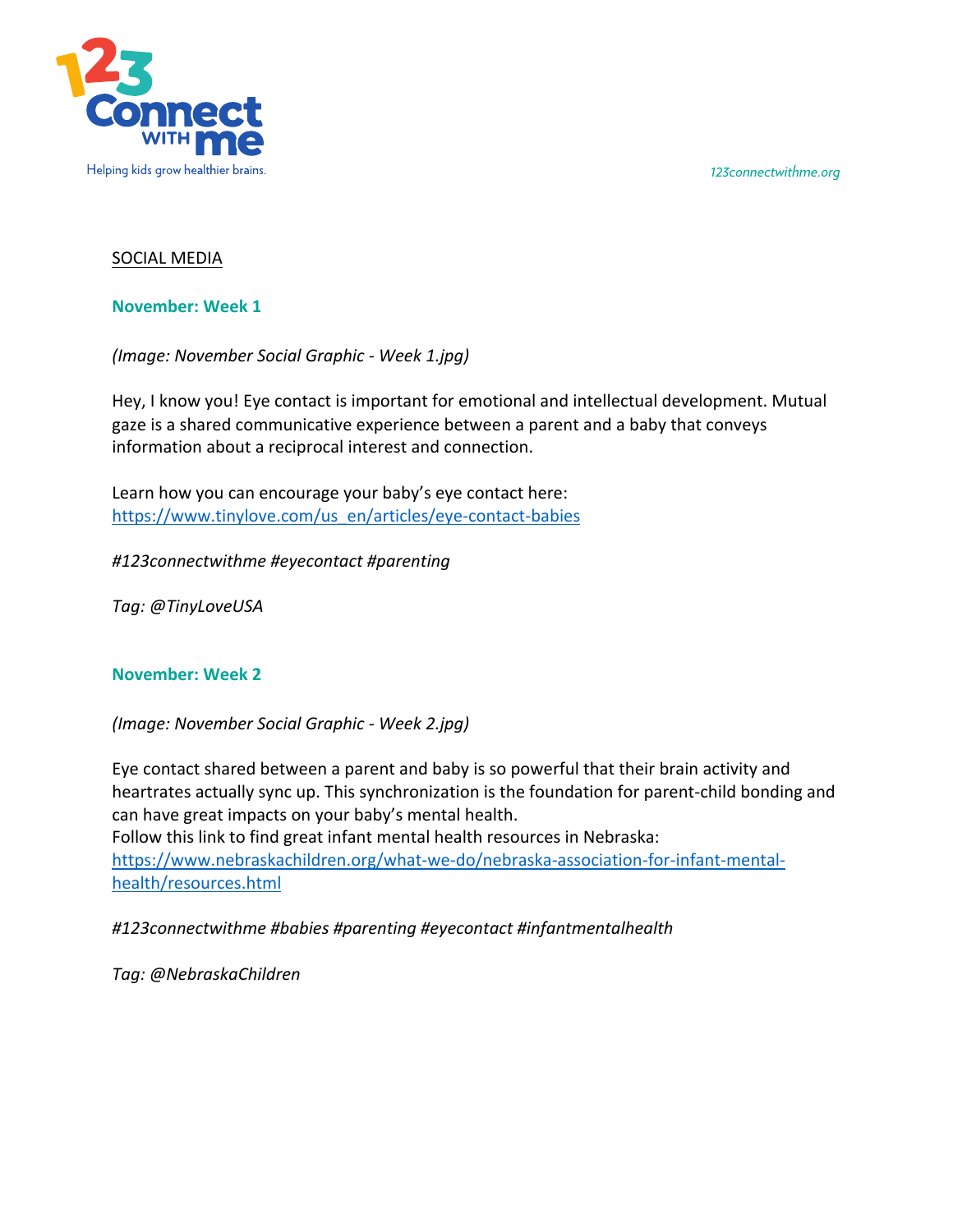SOCIAL MEDIA

## November: Week 1

*(Image: November Social Graphic - Week 1.jpg)*

Hey, I know you! Eye contact is important for emotional and intellectual development. Mutual gaze is a shared communicative experience between a parent and a baby that conveys information about a reciprocal interest and connection.

Learn how you can encourage your baby's eye contact here: https://www.tinylove.com/us_en/articles/eye-contact-babies

*#123connectwithme #eyecontact #parenting*

*Tag: @TinyLoveUSA*

## November: Week 2

*(Image: November Social Graphic - Week 2.jpg)*

Eye contact shared between a parent and baby is so powerful that their brain activity and heartrates actually sync up. This synchronization is the foundation for parent-child bonding and can have great impacts on your baby's mental health.
Follow this link to find great infant mental health resources in Nebraska: https://www.nebraskachildren.org/what-we-do/nebraska-association-for-infant-mental-health/resources.html

*#123connectwithme #babies #parenting #eyecontact #infantmentalhealth*

*Tag: @NebraskaChildren*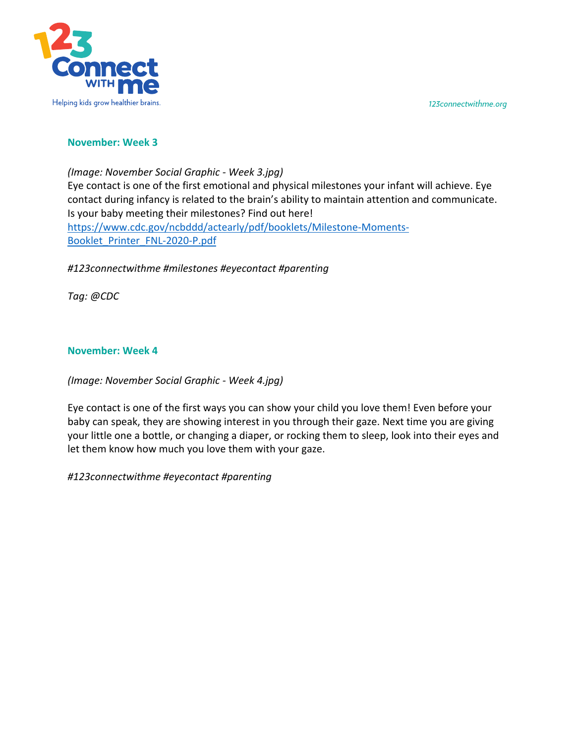## November: Week 3

*(Image: November Social Graphic - Week 3.jpg)*
Eye contact is one of the first emotional and physical milestones your infant will achieve. Eye contact during infancy is related to the brain's ability to maintain attention and communicate. Is your baby meeting their milestones? Find out here!
https://www.cdc.gov/ncbddd/actearly/pdf/booklets/Milestone-Moments-Booklet_Printer_FNL-2020-P.pdf

*#123connectwithme #milestones #eyecontact #parenting*

*Tag: @CDC*

## November: Week 4

*(Image: November Social Graphic - Week 4.jpg)*

Eye contact is one of the first ways you can show your child you love them! Even before your baby can speak, they are showing interest in you through their gaze. Next time you are giving your little one a bottle, or changing a diaper, or rocking them to sleep, look into their eyes and let them know how much you love them with your gaze.

*#123connectwithme #eyecontact #parenting*